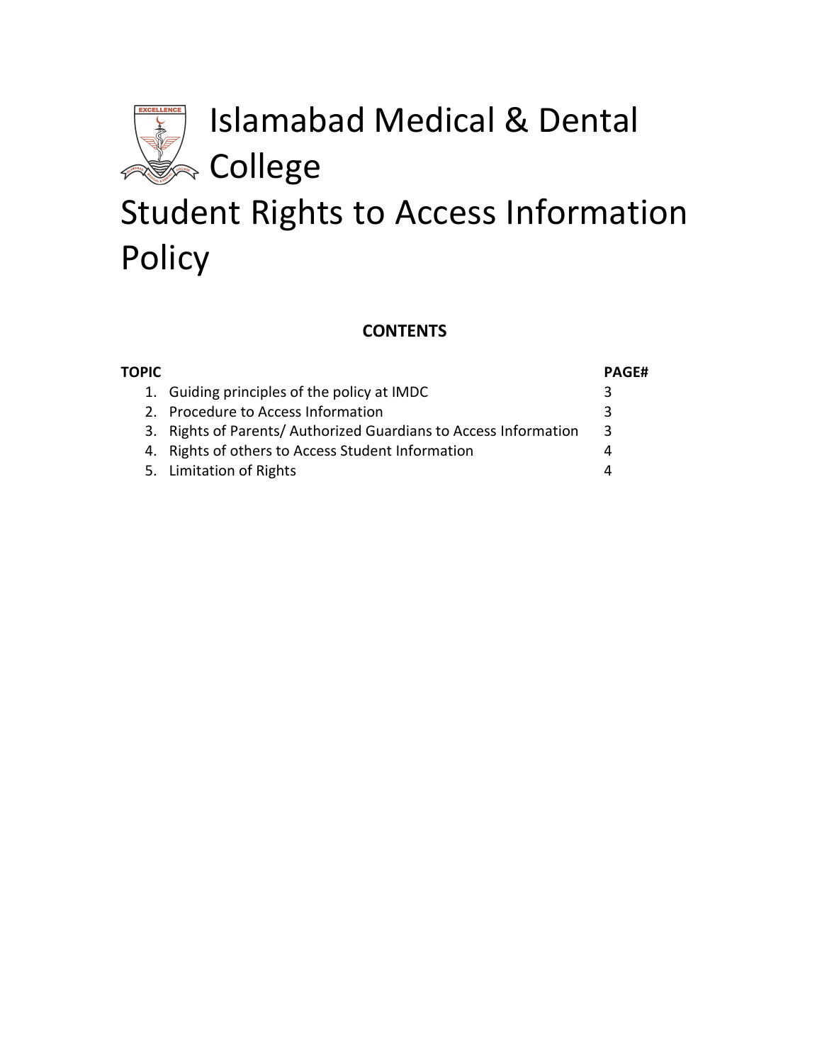# Islamabad Medical & Dental College

# Student Rights to Access Information Policy

**CONTENTS**

| TOPIC | PAGE# |
| --- | --- |
| 1. Guiding principles of the policy at IMDC | 3 |
| 2. Procedure to Access Information | 3 |
| 3. Rights of Parents/ Authorized Guardians to Access Information | 3 |
| 4. Rights of others to Access Student Information | 4 |
| 5. Limitation of Rights | 4 |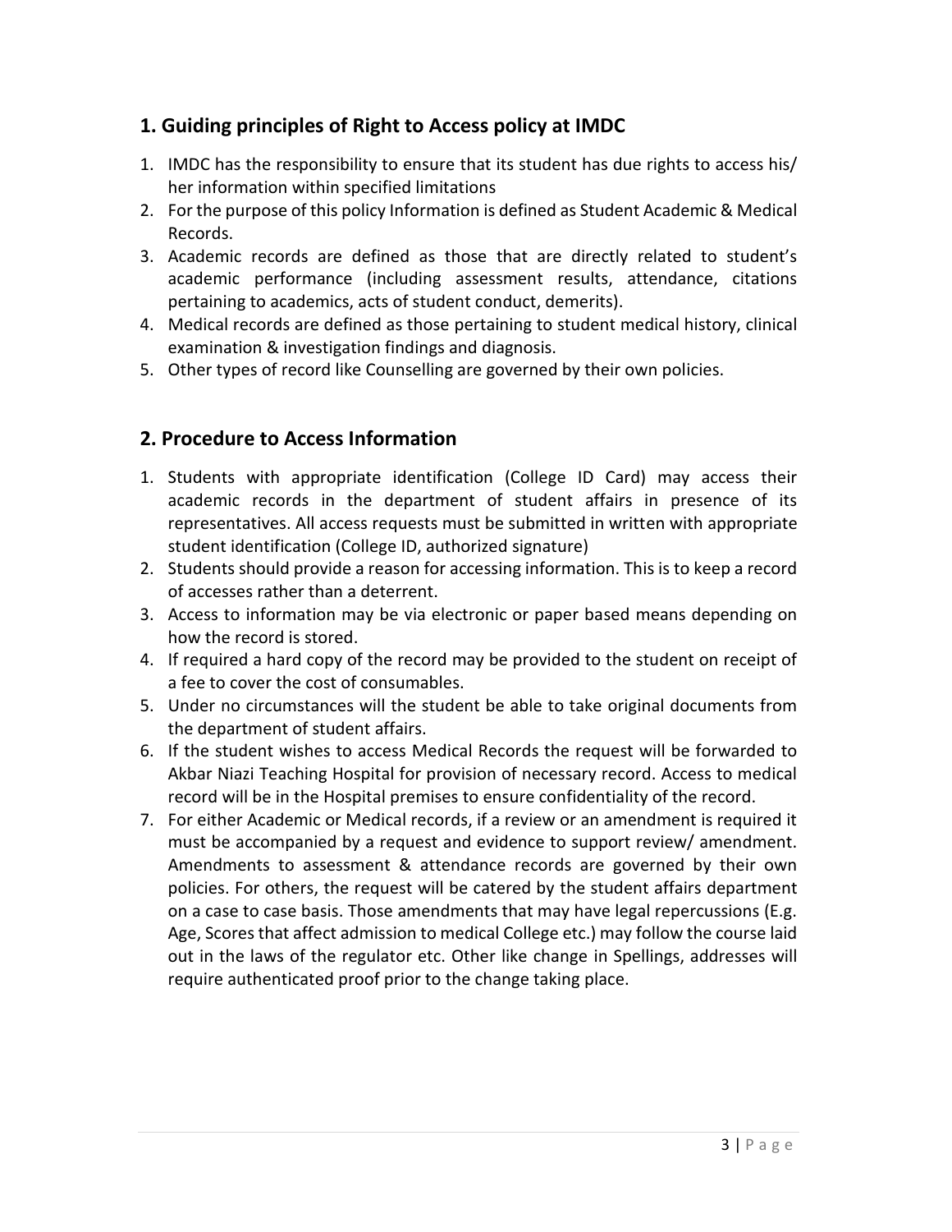## 1. Guiding principles of Right to Access policy at IMDC

1. IMDC has the responsibility to ensure that its student has due rights to access his/ her information within specified limitations
2. For the purpose of this policy Information is defined as Student Academic & Medical Records.
3. Academic records are defined as those that are directly related to student's academic performance (including assessment results, attendance, citations pertaining to academics, acts of student conduct, demerits).
4. Medical records are defined as those pertaining to student medical history, clinical examination & investigation findings and diagnosis.
5. Other types of record like Counselling are governed by their own policies.

## 2. Procedure to Access Information

1. Students with appropriate identification (College ID Card) may access their academic records in the department of student affairs in presence of its representatives. All access requests must be submitted in written with appropriate student identification (College ID, authorized signature)
2. Students should provide a reason for accessing information. This is to keep a record of accesses rather than a deterrent.
3. Access to information may be via electronic or paper based means depending on how the record is stored.
4. If required a hard copy of the record may be provided to the student on receipt of a fee to cover the cost of consumables.
5. Under no circumstances will the student be able to take original documents from the department of student affairs.
6. If the student wishes to access Medical Records the request will be forwarded to Akbar Niazi Teaching Hospital for provision of necessary record. Access to medical record will be in the Hospital premises to ensure confidentiality of the record.
7. For either Academic or Medical records, if a review or an amendment is required it must be accompanied by a request and evidence to support review/ amendment. Amendments to assessment & attendance records are governed by their own policies. For others, the request will be catered by the student affairs department on a case to case basis. Those amendments that may have legal repercussions (E.g. Age, Scores that affect admission to medical College etc.) may follow the course laid out in the laws of the regulator etc. Other like change in Spellings, addresses will require authenticated proof prior to the change taking place.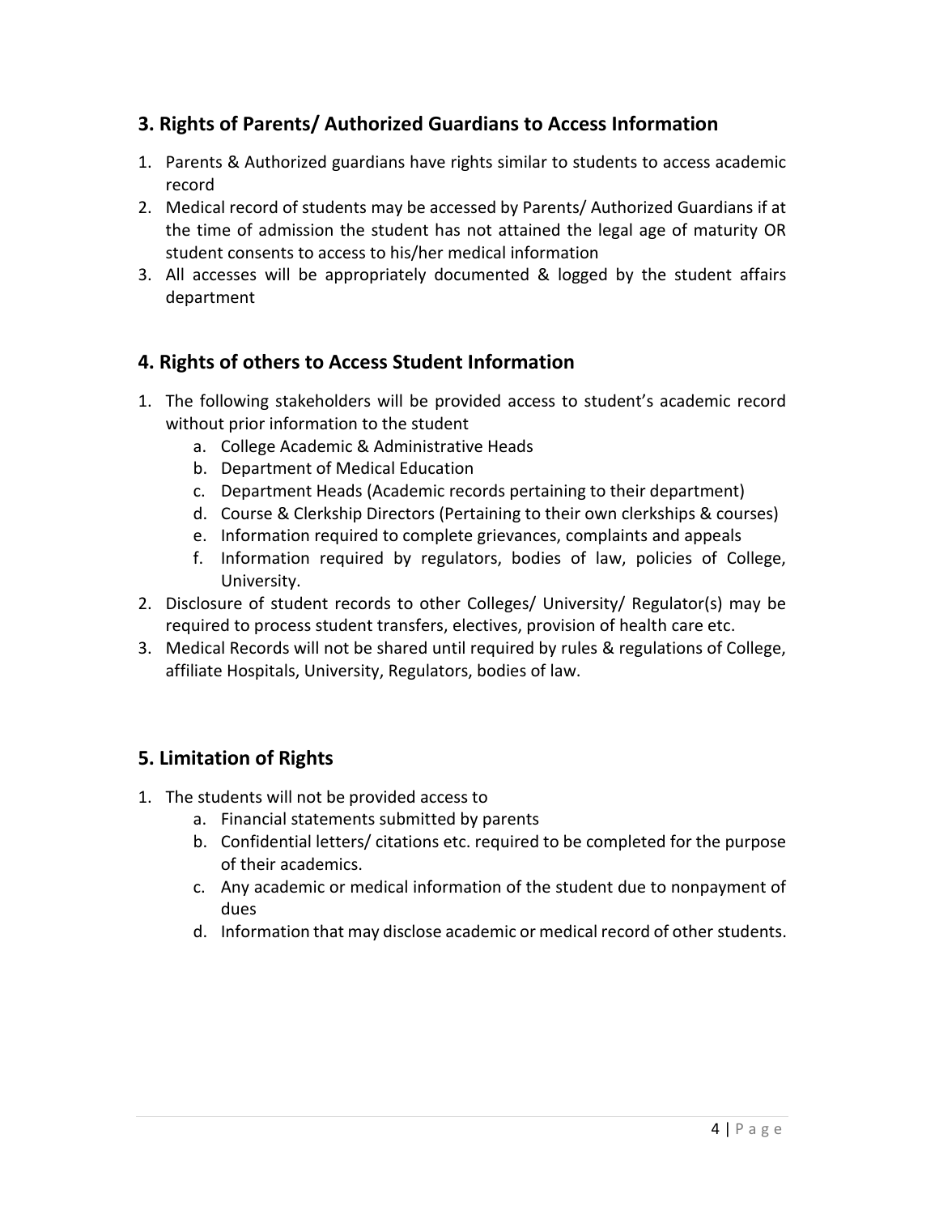## 3. Rights of Parents/ Authorized Guardians to Access Information

1. Parents & Authorized guardians have rights similar to students to access academic record
2. Medical record of students may be accessed by Parents/ Authorized Guardians if at the time of admission the student has not attained the legal age of maturity OR student consents to access to his/her medical information
3. All accesses will be appropriately documented & logged by the student affairs department

## 4. Rights of others to Access Student Information

1. The following stakeholders will be provided access to student's academic record without prior information to the student
   a. College Academic & Administrative Heads
   b. Department of Medical Education
   c. Department Heads (Academic records pertaining to their department)
   d. Course & Clerkship Directors (Pertaining to their own clerkships & courses)
   e. Information required to complete grievances, complaints and appeals
   f. Information required by regulators, bodies of law, policies of College, University.
2. Disclosure of student records to other Colleges/ University/ Regulator(s) may be required to process student transfers, electives, provision of health care etc.
3. Medical Records will not be shared until required by rules & regulations of College, affiliate Hospitals, University, Regulators, bodies of law.

## 5. Limitation of Rights

1. The students will not be provided access to
   a. Financial statements submitted by parents
   b. Confidential letters/ citations etc. required to be completed for the purpose of their academics.
   c. Any academic or medical information of the student due to nonpayment of dues
   d. Information that may disclose academic or medical record of other students.